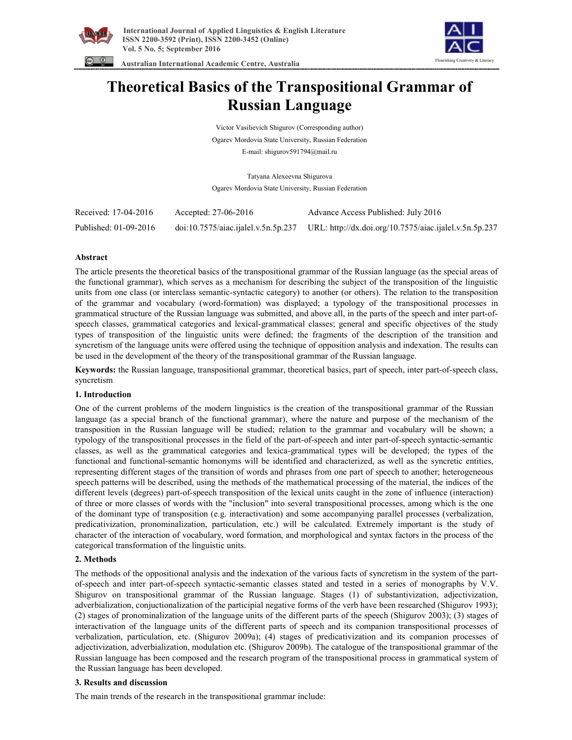# Theoretical Basics of the Transpositional Grammar of Russian Language

Victor Vasilievich Shigurov (Corresponding author)

Ogarev Mordovia State University, Russian Federation

E-mail: shigurov591794@mail.ru

Tatyana Alexeevna Shigurova

Ogarev Mordovia State University, Russian Federation

| Received: 17-04-2016 | Accepted: 27-06-2016 | Advance Access Published: July 2016 |
|---|---|---|
| Published: 01-09-2016 | doi:10.7575/aiac.ijalel.v.5n.5p.237 | URL: http://dx.doi.org/10.7575/aiac.ijalel.v.5n.5p.237 |

## Abstract

The article presents the theoretical basics of the transpositional grammar of the Russian language (as the special areas of the functional grammar), which serves as a mechanism for describing the subject of the transposition of the linguistic units from one class (or interclass semantic-syntactic category) to another (or others). The relation to the transposition of the grammar and vocabulary (word-formation) was displayed; a typology of the transpositional processes in grammatical structure of the Russian language was submitted, and above all, in the parts of the speech and inter part-of-speech classes, grammatical categories and lexical-grammatical classes; general and specific objectives of the study types of transposition of the linguistic units were defined; the fragments of the description of the transition and syncretism of the language units were offered using the technique of opposition analysis and indexation. The results can be used in the development of the theory of the transpositional grammar of the Russian language.

**Keywords:** the Russian language, transpositional grammar, theoretical basics, part of speech, inter part-of-speech class, syncretism

## 1. Introduction

One of the current problems of the modern linguistics is the creation of the transpositional grammar of the Russian language (as a special branch of the functional grammar), where the nature and purpose of the mechanism of the transposition in the Russian language will be studied; relation to the grammar and vocabulary will be shown; a typology of the transpositional processes in the field of the part-of-speech and inter part-of-speech syntactic-semantic classes, as well as the grammatical categories and lexica-grammatical types will be developed; the types of the functional and functional-semantic homonyms will be identified and characterized, as well as the syncretic entities, representing different stages of the transition of words and phrases from one part of speech to another; heterogeneous speech patterns will be described, using the methods of the mathematical processing of the material, the indices of the different levels (degrees) part-of-speech transposition of the lexical units caught in the zone of influence (interaction) of three or more classes of words with the "inclusion" into several transpositional processes, among which is the one of the dominant type of transposition (e.g. interactivation) and some accompanying parallel processes (verbalization, predicativization, pronominalization, particulation, etc.) will be calculated. Extremely important is the study of character of the interaction of vocabulary, word formation, and morphological and syntax factors in the process of the categorical transformation of the linguistic units.

## 2. Methods

The methods of the oppositional analysis and the indexation of the various facts of syncretism in the system of the part-of-speech and inter part-of-speech syntactic-semantic classes stated and tested in a series of monographs by V.V. Shigurov on transpositional grammar of the Russian language. Stages (1) of substantivization, adjectivization, adverbialization, conjuctionalization of the participial negative forms of the verb have been researched (Shigurov 1993); (2) stages of pronominalization of the language units of the different parts of the speech (Shigurov 2003); (3) stages of interactivation of the language units of the different parts of speech and its companion transpositional processes of verbalization, particulation, etc. (Shigurov 2009a); (4) stages of predicativization and its companion processes of adjectivization, adverbialization, modulation etc. (Shigurov 2009b). The catalogue of the transpositional grammar of the Russian language has been composed and the research program of the transpositional process in grammatical system of the Russian language has been developed.

## 3. Results and discussion

The main trends of the research in the transpositional grammar include: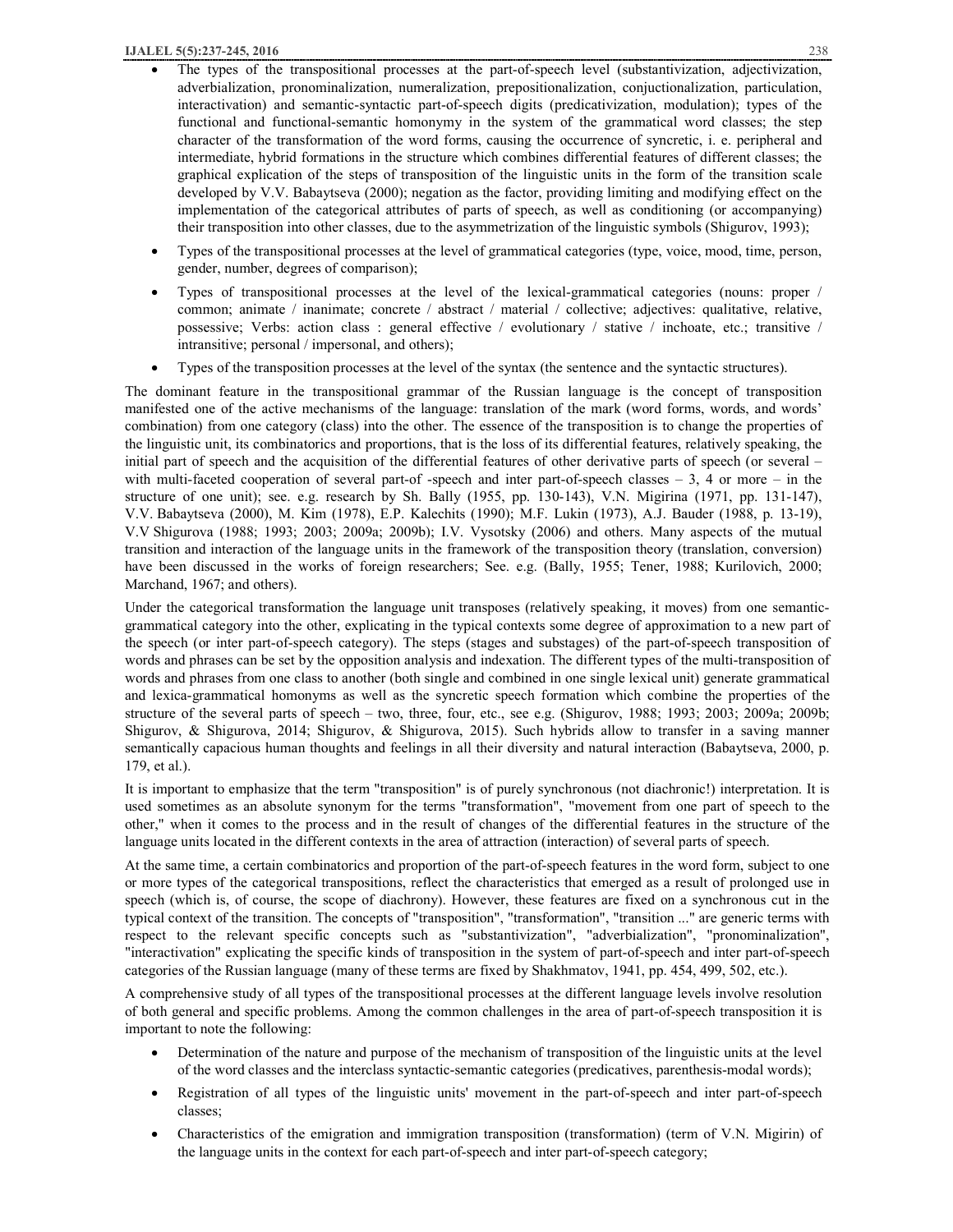- The types of the transpositional processes at the part-of-speech level (substantivization, adjectivization, adverbialization, pronominalization, numeralization, prepositionalization, conjuctionalization, particulation, interactivation) and semantic-syntactic part-of-speech digits (predicativization, modulation); types of the functional and functional-semantic homonymy in the system of the grammatical word classes; the step character of the transformation of the word forms, causing the occurrence of syncretic, i. e. peripheral and intermediate, hybrid formations in the structure which combines differential features of different classes; the graphical explication of the steps of transposition of the linguistic units in the form of the transition scale developed by V.V. Babaytseva (2000); negation as the factor, providing limiting and modifying effect on the implementation of the categorical attributes of parts of speech, as well as conditioning (or accompanying) their transposition into other classes, due to the asymmetrization of the linguistic symbols (Shigurov, 1993);
- Types of the transpositional processes at the level of grammatical categories (type, voice, mood, time, person, gender, number, degrees of comparison);
- Types of transpositional processes at the level of the lexical-grammatical categories (nouns: proper / common; animate / inanimate; concrete / abstract / material / collective; adjectives: qualitative, relative, possessive; Verbs: action class : general effective / evolutionary / stative / inchoate, etc.; transitive / intransitive; personal / impersonal, and others);
- Types of the transposition processes at the level of the syntax (the sentence and the syntactic structures).

The dominant feature in the transpositional grammar of the Russian language is the concept of transposition manifested one of the active mechanisms of the language: translation of the mark (word forms, words, and words' combination) from one category (class) into the other. The essence of the transposition is to change the properties of the linguistic unit, its combinatorics and proportions, that is the loss of its differential features, relatively speaking, the initial part of speech and the acquisition of the differential features of other derivative parts of speech (or several – with multi-faceted cooperation of several part-of -speech and inter part-of-speech classes – 3, 4 or more – in the structure of one unit); see. e.g. research by Sh. Bally (1955, pp. 130-143), V.N. Migirina (1971, pp. 131-147), V.V. Babaytseva (2000), M. Kim (1978), E.P. Kalechits (1990); M.F. Lukin (1973), A.J. Bauder (1988, p. 13-19), V.V Shigurova (1988; 1993; 2003; 2009a; 2009b); I.V. Vysotsky (2006) and others. Many aspects of the mutual transition and interaction of the language units in the framework of the transposition theory (translation, conversion) have been discussed in the works of foreign researchers; See. e.g. (Bally, 1955; Tener, 1988; Kurilovich, 2000; Marchand, 1967; and others).

Under the categorical transformation the language unit transposes (relatively speaking, it moves) from one semantic-grammatical category into the other, explicating in the typical contexts some degree of approximation to a new part of the speech (or inter part-of-speech category). The steps (stages and substages) of the part-of-speech transposition of words and phrases can be set by the opposition analysis and indexation. The different types of the multi-transposition of words and phrases from one class to another (both single and combined in one single lexical unit) generate grammatical and lexica-grammatical homonyms as well as the syncretic speech formation which combine the properties of the structure of the several parts of speech – two, three, four, etc., see e.g. (Shigurov, 1988; 1993; 2003; 2009a; 2009b; Shigurov, & Shigurova, 2014; Shigurov, & Shigurova, 2015). Such hybrids allow to transfer in a saving manner semantically capacious human thoughts and feelings in all their diversity and natural interaction (Babaytseva, 2000, p. 179, et al.).

It is important to emphasize that the term "transposition" is of purely synchronous (not diachronic!) interpretation. It is used sometimes as an absolute synonym for the terms "transformation", "movement from one part of speech to the other," when it comes to the process and in the result of changes of the differential features in the structure of the language units located in the different contexts in the area of attraction (interaction) of several parts of speech.

At the same time, a certain combinatorics and proportion of the part-of-speech features in the word form, subject to one or more types of the categorical transpositions, reflect the characteristics that emerged as a result of prolonged use in speech (which is, of course, the scope of diachrony). However, these features are fixed on a synchronous cut in the typical context of the transition. The concepts of "transposition", "transformation", "transition ..." are generic terms with respect to the relevant specific concepts such as "substantivization", "adverbialization", "pronominalization", "interactivation" explicating the specific kinds of transposition in the system of part-of-speech and inter part-of-speech categories of the Russian language (many of these terms are fixed by Shakhmatov, 1941, pp. 454, 499, 502, etc.).

A comprehensive study of all types of the transpositional processes at the different language levels involve resolution of both general and specific problems. Among the common challenges in the area of part-of-speech transposition it is important to note the following:

- Determination of the nature and purpose of the mechanism of transposition of the linguistic units at the level of the word classes and the interclass syntactic-semantic categories (predicatives, parenthesis-modal words);
- Registration of all types of the linguistic units' movement in the part-of-speech and inter part-of-speech classes;
- Characteristics of the emigration and immigration transposition (transformation) (term of V.N. Migirin) of the language units in the context for each part-of-speech and inter part-of-speech category;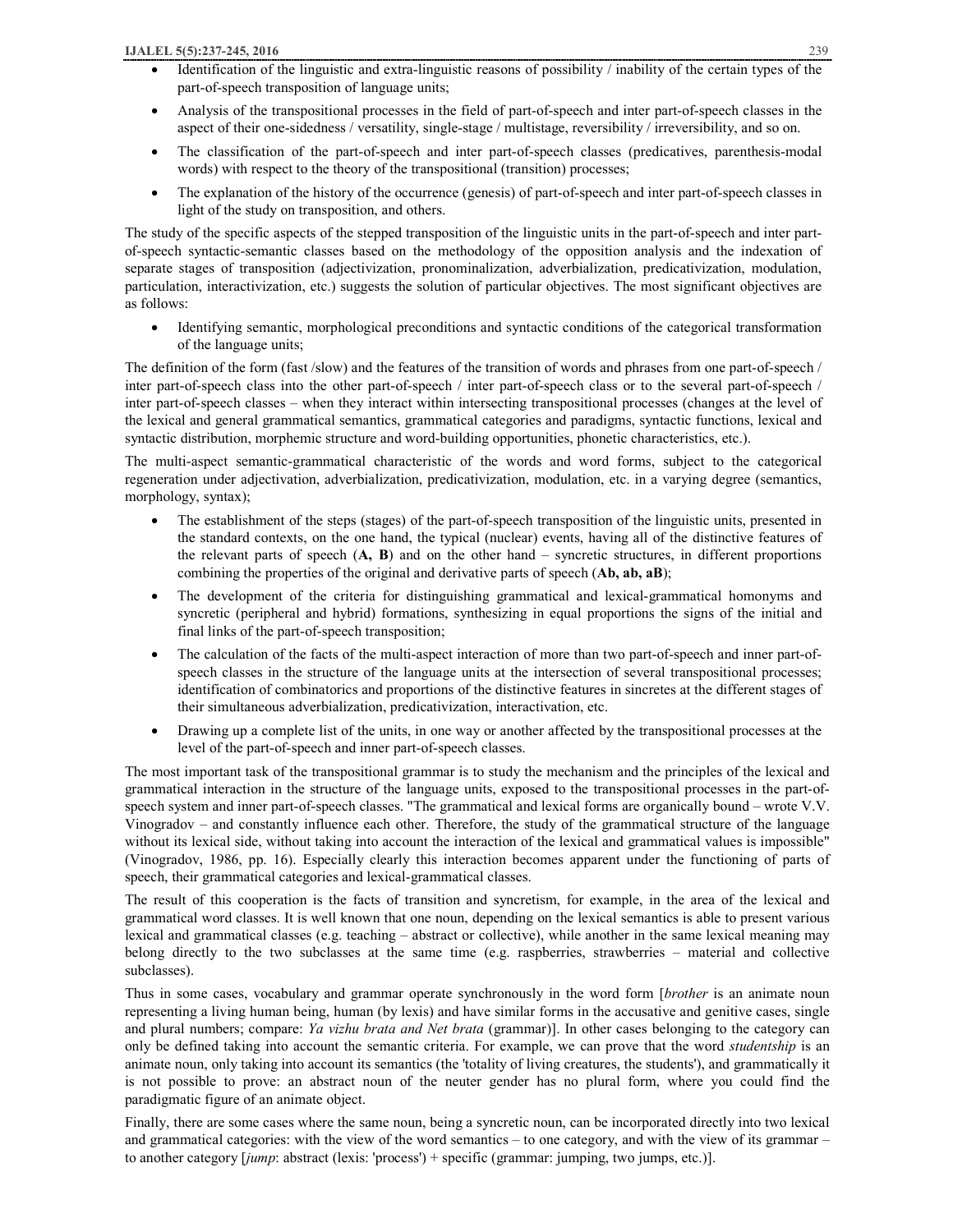- Identification of the linguistic and extra-linguistic reasons of possibility / inability of the certain types of the part-of-speech transposition of language units;
- Analysis of the transpositional processes in the field of part-of-speech and inter part-of-speech classes in the aspect of their one-sidedness / versatility, single-stage / multistage, reversibility / irreversibility, and so on.
- The classification of the part-of-speech and inter part-of-speech classes (predicatives, parenthesis-modal words) with respect to the theory of the transpositional (transition) processes;
- The explanation of the history of the occurrence (genesis) of part-of-speech and inter part-of-speech classes in light of the study on transposition, and others.

The study of the specific aspects of the stepped transposition of the linguistic units in the part-of-speech and inter part-of-speech syntactic-semantic classes based on the methodology of the opposition analysis and the indexation of separate stages of transposition (adjectivization, pronominalization, adverbialization, predicativization, modulation, particulation, interactivization, etc.) suggests the solution of particular objectives. The most significant objectives are as follows:

- Identifying semantic, morphological preconditions and syntactic conditions of the categorical transformation of the language units;

The definition of the form (fast /slow) and the features of the transition of words and phrases from one part-of-speech / inter part-of-speech class into the other part-of-speech / inter part-of-speech class or to the several part-of-speech / inter part-of-speech classes – when they interact within intersecting transpositional processes (changes at the level of the lexical and general grammatical semantics, grammatical categories and paradigms, syntactic functions, lexical and syntactic distribution, morphemic structure and word-building opportunities, phonetic characteristics, etc.).

The multi-aspect semantic-grammatical characteristic of the words and word forms, subject to the categorical regeneration under adjectivation, adverbialization, predicativization, modulation, etc. in a varying degree (semantics, morphology, syntax);

- The establishment of the steps (stages) of the part-of-speech transposition of the linguistic units, presented in the standard contexts, on the one hand, the typical (nuclear) events, having all of the distinctive features of the relevant parts of speech (**A, B**) and on the other hand – syncretic structures, in different proportions combining the properties of the original and derivative parts of speech (**Ab, ab, aB**);
- The development of the criteria for distinguishing grammatical and lexical-grammatical homonyms and syncretic (peripheral and hybrid) formations, synthesizing in equal proportions the signs of the initial and final links of the part-of-speech transposition;
- The calculation of the facts of the multi-aspect interaction of more than two part-of-speech and inner part-of-speech classes in the structure of the language units at the intersection of several transpositional processes; identification of combinatorics and proportions of the distinctive features in sincretes at the different stages of their simultaneous adverbialization, predicativization, interactivation, etc.
- Drawing up a complete list of the units, in one way or another affected by the transpositional processes at the level of the part-of-speech and inner part-of-speech classes.

The most important task of the transpositional grammar is to study the mechanism and the principles of the lexical and grammatical interaction in the structure of the language units, exposed to the transpositional processes in the part-of-speech system and inner part-of-speech classes. "The grammatical and lexical forms are organically bound – wrote V.V. Vinogradov – and constantly influence each other. Therefore, the study of the grammatical structure of the language without its lexical side, without taking into account the interaction of the lexical and grammatical values is impossible" (Vinogradov, 1986, pp. 16). Especially clearly this interaction becomes apparent under the functioning of parts of speech, their grammatical categories and lexical-grammatical classes.

The result of this cooperation is the facts of transition and syncretism, for example, in the area of the lexical and grammatical word classes. It is well known that one noun, depending on the lexical semantics is able to present various lexical and grammatical classes (e.g. teaching – abstract or collective), while another in the same lexical meaning may belong directly to the two subclasses at the same time (e.g. raspberries, strawberries – material and collective subclasses).

Thus in some cases, vocabulary and grammar operate synchronously in the word form [*brother* is an animate noun representing a living human being, human (by lexis) and have similar forms in the accusative and genitive cases, single and plural numbers; compare: *Ya vizhu brata and Net brata* (grammar)]. In other cases belonging to the category can only be defined taking into account the semantic criteria. For example, we can prove that the word *studentship* is an animate noun, only taking into account its semantics (the 'totality of living creatures, the students'), and grammatically it is not possible to prove: an abstract noun of the neuter gender has no plural form, where you could find the paradigmatic figure of an animate object.

Finally, there are some cases where the same noun, being a syncretic noun, can be incorporated directly into two lexical and grammatical categories: with the view of the word semantics – to one category, and with the view of its grammar – to another category [*jump*: abstract (lexis: 'process') + specific (grammar: jumping, two jumps, etc.)].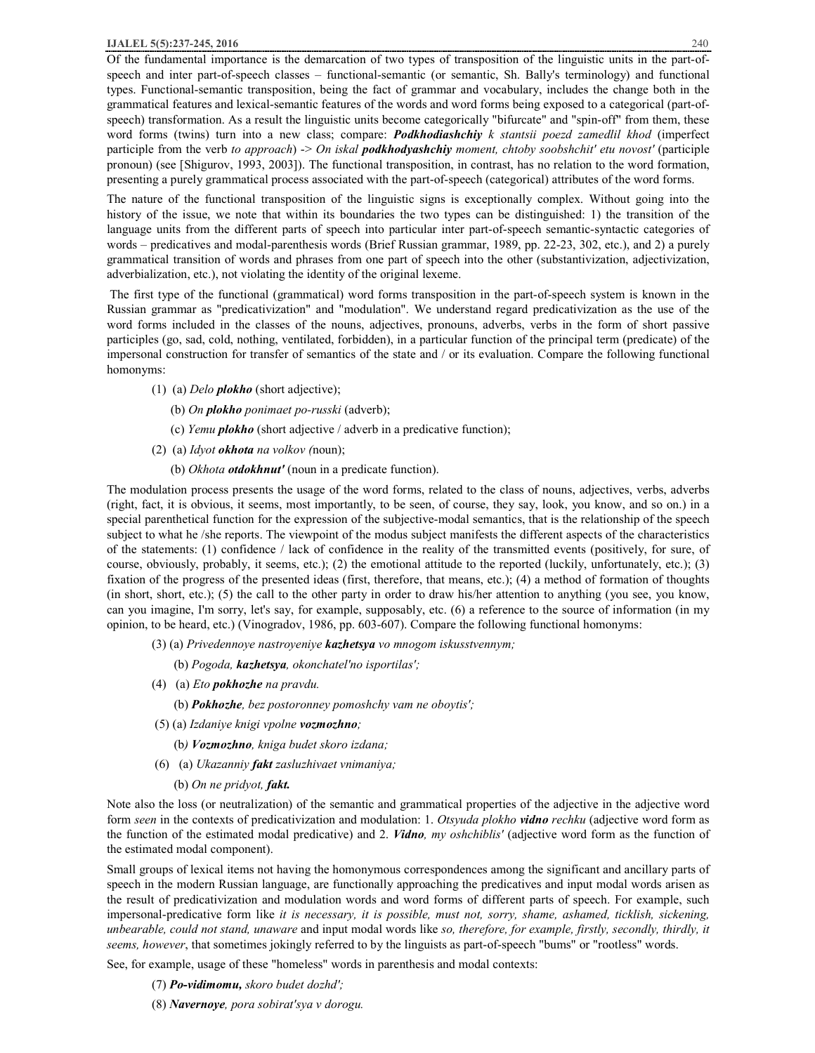Of the fundamental importance is the demarcation of two types of transposition of the linguistic units in the part-of-speech and inter part-of-importance classes – functional-semantic (or semantic, Sh. Bally's terminology) and functional types. Functional-semantic transposition, being the fact of grammar and vocabulary, includes the change both in the grammatical features and lexical-semantic features of the words and word forms being exposed to a categorical (part-of-speech) transformation. As a result the linguistic units become categorically "bifurcate" and "spin-off" from them, these word forms (twins) turn into a new class; compare: ***Podkhodiashchiy*** *k stantsii poezd zamedlil khod* (imperfect participle from the verb *to approach*) -> *On iskal* ***podkhodyashchiy*** *moment, chtoby soobshchit' etu novost'* (participle pronoun) (see [Shigurov, 1993, 2003]). The functional transposition, in contrast, has no relation to the word formation, presenting a purely grammatical process associated with the part-of-speech (categorical) attributes of the word forms.

The nature of the functional transposition of the linguistic signs is exceptionally complex. Without going into the history of the issue, we note that within its boundaries the two types can be distinguished: 1) the transition of the language units from the different parts of speech into particular inter part-of-speech semantic-syntactic categories of words – predicatives and modal-parenthesis words (Brief Russian grammar, 1989, pp. 22-23, 302, etc.), and 2) a purely grammatical transition of words and phrases from one part of speech into the other (substantivization, adjectivization, adverbialization, etc.), not violating the identity of the original lexeme.

The first type of the functional (grammatical) word forms transposition in the part-of-speech system is known in the Russian grammar as "predicativization" and "modulation". We understand regard predicativization as the use of the word forms included in the classes of the nouns, adjectives, pronouns, adverbs, verbs in the form of short passive participles (go, sad, cold, nothing, ventilated, forbidden), in a particular function of the principal term (predicate) of the impersonal construction for transfer of semantics of the state and / or its evaluation. Compare the following functional homonyms:

(1) (a) *Delo* ***plokho*** (short adjective);

(b) *On* ***plokho*** *ponimaet po-russki* (adverb);

(c) *Yemu* ***plokho*** (short adjective / adverb in a predicative function);

(2) (a) *Idyot* ***okhota*** *na volkov (*noun);

(b) *Okhota* ***otdokhnut'*** (noun in a predicate function).

The modulation process presents the usage of the word forms, related to the class of nouns, adjectives, verbs, adverbs (right, fact, it is obvious, it seems, most importantly, to be seen, of course, they say, look, you know, and so on.) in a special parenthetical function for the expression of the subjective-modal semantics, that is the relationship of the speech subject to what he /she reports. The viewpoint of the modus subject manifests the different aspects of the characteristics of the statements: (1) confidence / lack of confidence in the reality of the transmitted events (positively, for sure, of course, obviously, probably, it seems, etc.); (2) the emotional attitude to the reported (luckily, unfortunately, etc.); (3) fixation of the progress of the presented ideas (first, therefore, that means, etc.); (4) a method of formation of thoughts (in short, short, etc.); (5) the call to the other party in order to draw his/her attention to anything (you see, you know, can you imagine, I'm sorry, let's say, for example, supposably, etc. (6) a reference to the source of information (in my opinion, to be heard, etc.) (Vinogradov, 1986, pp. 603-607). Compare the following functional homonyms:

(3) (a) *Privedennoye nastroyeniye* ***kazhetsya*** *vo mnogom iskusstvennym;*

(b) *Pogoda,* ***kazhetsya****, okonchatel'no isportilas';*

(4) (a) *Eto* ***pokhozhe*** *na pravdu.*

(b) ***Pokhozhe****, bez postoronney pomoshchy vam ne oboytis';*

(5) (a) *Izdaniye knigi vpolne* ***vozmozhno****;*

(b*)* ***Vozmozhno****, kniga budet skoro izdana;*

(6) (a) *Ukazanniy* ***fakt*** *zasluzhivaet vnimaniya;*

(b) *On ne pridyot,* ***fakt.***

Note also the loss (or neutralization) of the semantic and grammatical properties of the adjective in the adjective word form *seen* in the contexts of predicativization and modulation: 1. *Otsyuda plokho* ***vidno*** *rechku* (adjective word form as the function of the estimated modal predicative) and 2. ***Vidno****, my oshchiblis'* (adjective word form as the function of the estimated modal component).

Small groups of lexical items not having the homonymous correspondences among the significant and ancillary parts of speech in the modern Russian language, are functionally approaching the predicatives and input modal words arisen as the result of predicativization and modulation words and word forms of different parts of speech. For example, such impersonal-predicative form like *it is necessary, it is possible, must not, sorry, shame, ashamed, ticklish, sickening, unbearable, could not stand, unaware* and input modal words like *so, therefore, for example, firstly, secondly, thirdly, it seems, however*, that sometimes jokingly referred to by the linguists as part-of-speech "bums" or "rootless" words.

See, for example, usage of these "homeless" words in parenthesis and modal contexts:

(7) ***Po-vidimomu,*** *skoro budet dozhd';*

(8) ***Navernoye****, pora sobirat'sya v dorogu.*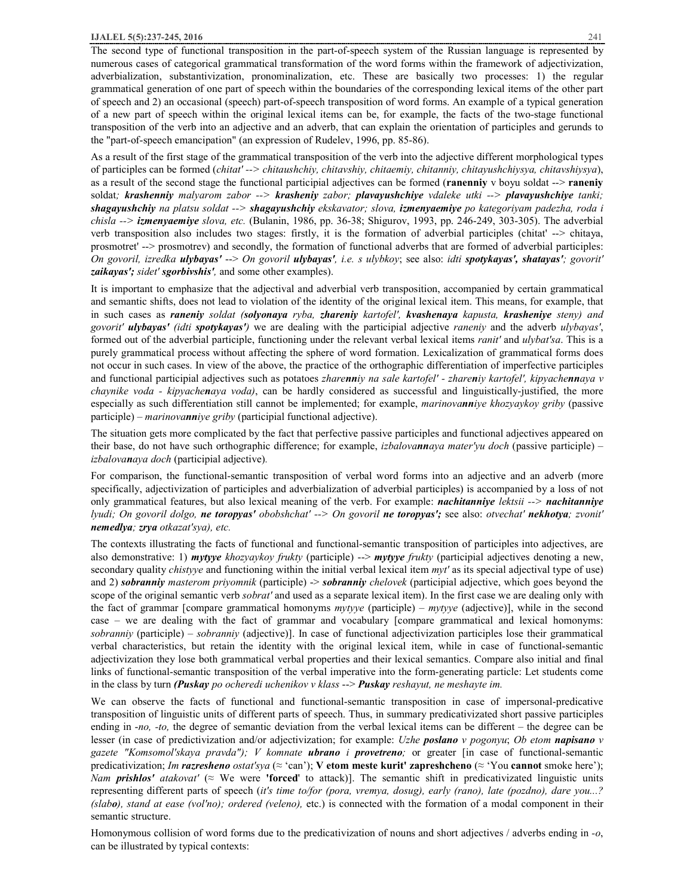The second type of functional transposition in the part-of-speech system of the Russian language is represented by numerous cases of categorical grammatical transformation of the word forms within the framework of adjectivization, adverbialization, substantivization, pronominalization, etc. These are basically two processes: 1) the regular grammatical generation of one part of speech within the boundaries of the corresponding lexical items of the other part of speech and 2) an occasional (speech) part-of-speech transposition of word forms. An example of a typical generation of a new part of speech within the original lexical items can be, for example, the facts of the two-stage functional transposition of the verb into an adjective and an adverb, that can explain the orientation of participles and gerunds to the "part-of-speech emancipation" (an expression of Rudelev, 1996, pp. 85-86).

As a result of the first stage of the grammatical transposition of the verb into the adjective different morphological types of participles can be formed (*chitat' --> chitaushchiy, chitavshiy, chitaemiy, chitanniy, chitayushchiysya, chitavshiysya*), as a result of the second stage the functional participial adjectives can be formed (**ranenniy** v boyu soldat --> **raneniy** soldat*; **krashenniy** malyarom zabor --> **krasheniy** zabor; **plavayushchiye** vdaleke utki --> **plavayushchiye** tanki; **shagayushchiy** na platsu soldat --> **shagayushchiy** ekskavator; slova, **izmenyaemiye** po kategoriyam padezha, roda i chisla --> **izmenyaemiye** slova, etc.* (Bulanin, 1986, pp. 36-38; Shigurov, 1993, pp. 246-249, 303-305). The adverbial verb transposition also includes two stages: firstly, it is the formation of adverbial participles (chitat' --> chitaya, prosmotret' --> prosmotrev) and secondly, the formation of functional adverbs that are formed of adverbial participles: *On govoril, izredka **ulybayas'** --> On govoril **ulybayas'**, i.e. s ulybkoy*; see also: *idti **spotykayas', shatayas'**; govorit' **zaikayas'**; sidet' **sgorbivshis'**,* and some other examples).

It is important to emphasize that the adjectival and adverbial verb transposition, accompanied by certain grammatical and semantic shifts, does not lead to violation of the identity of the original lexical item. This means, for example, that in such cases as ***raneniy** soldat (**solyonaya** ryba, **zhareniy** kartofel', **kvashenaya** kapusta, **krasheniye** steny) and govorit' **ulybayas'** (idti **spotykayas'**)* we are dealing with the participial adjective *raneniy* and the adverb *ulybayas'*, formed out of the adverbial participle, functioning under the relevant verbal lexical items *ranit'* and *ulybat'sa*. This is a purely grammatical process without affecting the sphere of word formation. Lexicalization of grammatical forms does not occur in such cases. In view of the above, the practice of the orthographic differentiation of imperfective participles and functional participial adjectives such as potatoes *zhare**nn**iy na sale kartofel' - zhare**n**iy kartofel', kipyache**nn**aya v chaynike voda - kipyache**n**aya voda)*, can be hardly considered as successful and linguistically-justified, the more especially as such differentiation still cannot be implemented; for example, *marinova**nn**iye khozyaykoy griby* (passive participle) – *marinova**nn**iye griby* (participial functional adjective).

The situation gets more complicated by the fact that perfective passive participles and functional adjectives appeared on their base, do not have such orthographic difference; for example, *izbalova**nn**aya mater'yu doch* (passive participle) – *izbalova**n**aya doch* (participial adjective).

For comparison, the functional-semantic transposition of verbal word forms into an adjective and an adverb (more specifically, adjectivization of participles and adverbialization of adverbial participles) is accompanied by a loss of not only grammatical features, but also lexical meaning of the verb. For example: ***nachitanniye** lektsii --> **nachitanniye** lyudi; On govoril dolgo, **ne toropyas'** obobshchat' --> On govoril **ne toropyas';*** see also: *otvechat' **nekhotya**; zvonit' **nemedlya**; **zrya** otkazat'sya), etc.*

The contexts illustrating the facts of functional and functional-semantic transposition of participles into adjectives, are also demonstrative: 1) ***mytyye** khozyaykoy frukty* (participle) --> ***mytyye** frukty* (participial adjectives denoting a new, secondary quality *chistyye* and functioning within the initial verbal lexical item *myt'* as its special adjectival type of use) and 2) ***sobranniy** masterom priyomnik* (participle) -> ***sobranniy** chelovek* (participial adjective, which goes beyond the scope of the original semantic verb *sobrat'* and used as a separate lexical item). In the first case we are dealing only with the fact of grammar [compare grammatical homonyms *mytyye* (participle) – *mytyye* (adjective)], while in the second case – we are dealing with the fact of grammar and vocabulary [compare grammatical and lexical homonyms: *sobranniy* (participle) – *sobranniy* (adjective)]. In case of functional adjectivization participles lose their grammatical verbal characteristics, but retain the identity with the original lexical item, while in case of functional-semantic adjectivization they lose both grammatical verbal properties and their lexical semantics. Compare also initial and final links of functional-semantic transposition of the verbal imperative into the form-generating particle: Let students come in the class by turn ***(Puskay** po ocheredi uchenikov v klass --> **Puskay** reshayut, ne meshayte im.*

We can observe the facts of functional and functional-semantic transposition in case of impersonal-predicative transposition of linguistic units of different parts of speech. Thus, in summary predicativizated short passive participles ending in *-no, -to,* the degree of semantic deviation from the verbal lexical items can be different – the degree can be lesser (in case of predictivization and/or adjectivization; for example: *Uzhe **poslano** v pogonyu*; *Ob etom **napisano** v gazete "Komsomol'skaya pravda"); V komnate **ubrano** i **provetreno**;* or greater [in case of functional-semantic predicativization; *Im **razresheno** ostat'sya* (≈ 'can'); **V etom meste kurit' zapreshcheno** (≈ 'You **cannot** smoke here'); *Nam **prishlos'** atakovat'* (≈ We were **'forced**' to attack)]. The semantic shift in predicativizated linguistic units representing different parts of speech (*it's time to/for (pora, vremya, dosug), early (rano), late (pozdno), dare you...? (slab**o**), stand at ease (vol'no); ordered (veleno),* etc.) is connected with the formation of a modal component in their semantic structure.

Homonymous collision of word forms due to the predicativization of nouns and short adjectives / adverbs ending in *-o*, can be illustrated by typical contexts: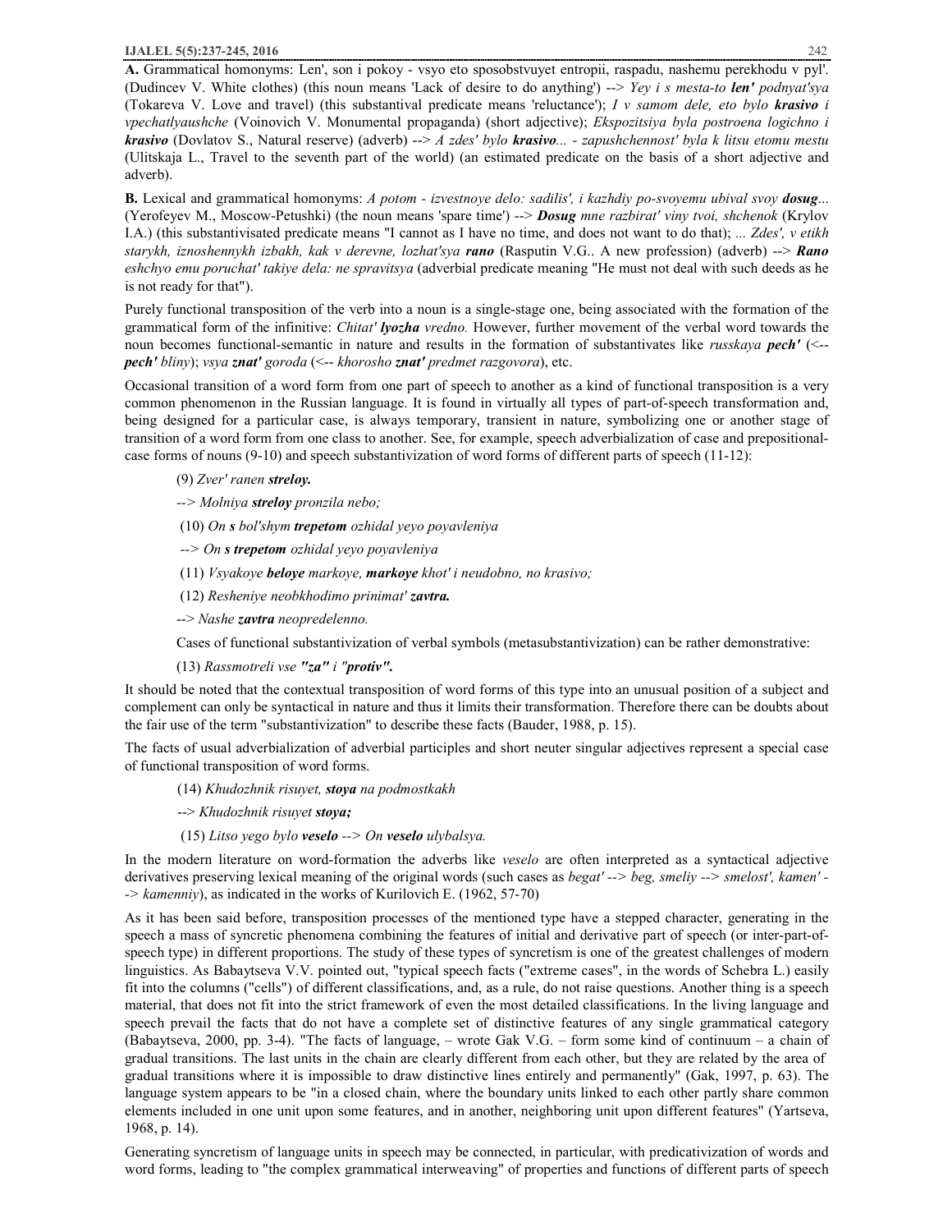**A.** Grammatical homonyms: Len', son i pokoy - vsyo eto sposobstvuyet entropii, raspadu, nashemu perekhodu v pyl'. (Dudincev V. White clothes) (this noun means 'Lack of desire to do anything') --> *Yey i s mesta-to* ***len'*** *podnyat'sya* (Tokareva V. Love and travel) (this substantival predicate means 'reluctance'); *I v samom dele, eto bylo* ***krasivo*** *i vpechatlyaushche* (Voinovich V. Monumental propaganda) (short adjective); *Ekspozitsiya byla postroena logichno i* ***krasivo*** (Dovlatov S., Natural reserve) (adverb) --> *A zdes' bylo* ***krasivo****... - zapushchennost' byla k litsu etomu mestu* (Ulitskaja L., Travel to the seventh part of the world) (an estimated predicate on the basis of a short adjective and adverb).

**B.** Lexical and grammatical homonyms: *A potom - izvestnoye delo: sadilis', i kazhdiy po-svoyemu ubival svoy* ***dosug****...* (Yerofeyev M., Moscow-Petushki) (the noun means 'spare time') --> ***Dosug*** *mne razbirat' viny tvoi, shchenok* (Krylov I.A.) (this substantivisated predicate means "I cannot as I have no time, and does not want to do that); *... Zdes', v etikh starykh, iznoshennykh izbakh, kak v derevne, lozhat'sya* ***rano*** (Rasputin V.G.. A new profession) (adverb) --> ***Rano*** *eshchyo emu poruchat' takiye dela: ne spravitsya* (adverbial predicate meaning "He must not deal with such deeds as he is not ready for that").

Purely functional transposition of the verb into a noun is a single-stage one, being associated with the formation of the grammatical form of the infinitive: *Chitat'* ***lyozha*** *vredno.* However, further movement of the verbal word towards the noun becomes functional-semantic in nature and results in the formation of substantivates like *russkaya* ***pech'*** (<-- ***pech'*** *bliny*); *vsya* ***znat'*** *goroda* (<-- *khorosho* ***znat'*** *predmet razgovora*), etc.

Occasional transition of a word form from one part of speech to another as a kind of functional transposition is a very common phenomenon in the Russian language. It is found in virtually all types of part-of-speech transformation and, being designed for a particular case, is always temporary, transient in nature, symbolizing one or another stage of transition of a word form from one class to another. See, for example, speech adverbialization of case and prepositional-case forms of nouns (9-10) and speech substantivization of word forms of different parts of speech (11-12):

(9) *Zver' ranen* ***streloy.***

--> *Molniya* ***streloy*** *pronzila nebo;*

(10) *On* ***s*** *bol'shym* ***trepetom*** *ozhidal yeyo poyavleniya*

--> *On* ***s trepetom*** *ozhidal yeyo poyavleniya*

(11) *Vsyakoye* ***beloye*** *markoye,* ***markoye*** *khot' i neudobno, no krasivo;*

(12) *Resheniye neobkhodimo prinimat'* ***zavtra.***

--> *Nashe* ***zavtra*** *neopredelenno.*

Cases of functional substantivization of verbal symbols (metasubstantivization) can be rather demonstrative:

(13) *Rassmotreli vse* ***"za"*** *i* ***"protiv".***

It should be noted that the contextual transposition of word forms of this type into an unusual position of a subject and complement can only be syntactical in nature and thus it limits their transformation. Therefore there can be doubts about the fair use of the term "substantivization" to describe these facts (Bauder, 1988, p. 15).

The facts of usual adverbialization of adverbial participles and short neuter singular adjectives represent a special case of functional transposition of word forms.

(14) *Khudozhnik risuyet,* ***stoya*** *na podmostkakh*

--> *Khudozhnik risuyet* ***stoya;***

(15) *Litso yego bylo* ***veselo*** --> *On* ***veselo*** *ulybalsya.*

In the modern literature on word-formation the adverbs like *veselo* are often interpreted as a syntactical adjective derivatives preserving lexical meaning of the original words (such cases as *begat' --> beg, smeliy --> smelost', kamen' --> kamenniy*), as indicated in the works of Kurilovich E. (1962, 57-70)

As it has been said before, transposition processes of the mentioned type have a stepped character, generating in the speech a mass of syncretic phenomena combining the features of initial and derivative part of speech (or inter-part-of-speech type) in different proportions. The study of these types of syncretism is one of the greatest challenges of modern linguistics. As Babaytseva V.V. pointed out, "typical speech facts ("extreme cases", in the words of Schebra L.) easily fit into the columns ("cells") of different classifications, and, as a rule, do not raise questions. Another thing is a speech material, that does not fit into the strict framework of even the most detailed classifications. In the living language and speech prevail the facts that do not have a complete set of distinctive features of any single grammatical category (Babaytseva, 2000, pp. 3-4). "The facts of language, – wrote Gak V.G. – form some kind of continuum – a chain of gradual transitions. The last units in the chain are clearly different from each other, but they are related by the area of gradual transitions where it is impossible to draw distinctive lines entirely and permanently" (Gak, 1997, p. 63). The language system appears to be "in a closed chain, where the boundary units linked to each other partly share common elements included in one unit upon some features, and in another, neighboring unit upon different features" (Yartseva, 1968, p. 14).

Generating syncretism of language units in speech may be connected, in particular, with predicativization of words and word forms, leading to "the complex grammatical interweaving" of properties and functions of different parts of speech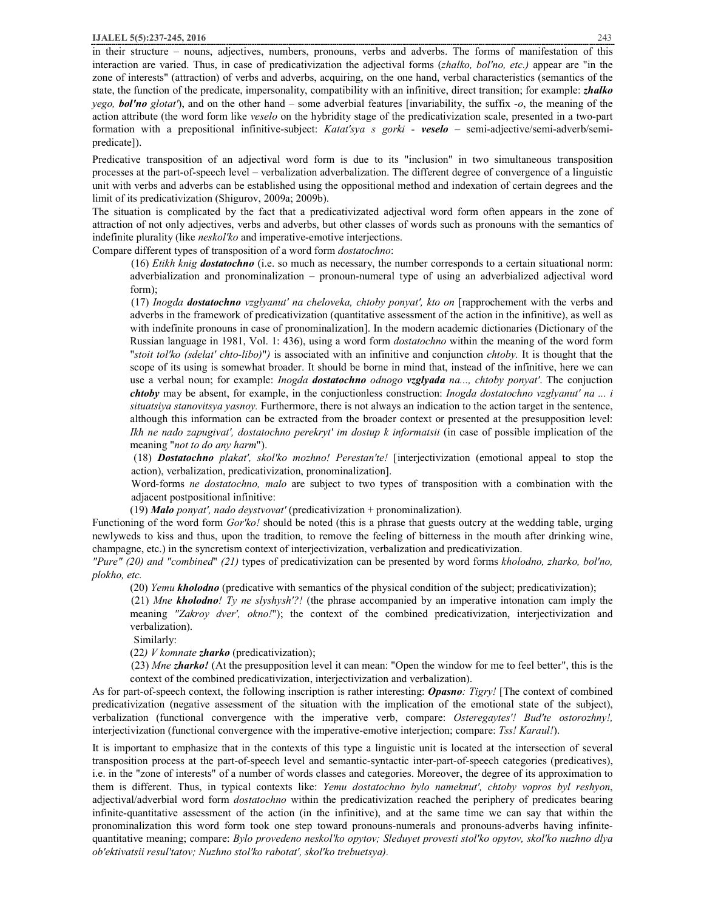in their structure – nouns, adjectives, numbers, pronouns, verbs and adverbs. The forms of manifestation of this interaction are varied. Thus, in case of predicativization the adjectival forms (*zhalko, bol'no, etc.)* appear are "in the zone of interests" (attraction) of verbs and adverbs, acquiring, on the one hand, verbal characteristics (semantics of the state, the function of the predicate, impersonality, compatibility with an infinitive, direct transition; for example: ***zhalko*** *yego,* ***bol'no*** *glotat'*), and on the other hand – some adverbial features [invariability, the suffix *-o*, the meaning of the action attribute (the word form like *veselo* on the hybridity stage of the predicativization scale, presented in a two-part formation with a prepositional infinitive-subject: *Katat'sya s gorki -* ***veselo*** – semi-adjective/semi-adverb/semi-predicate]).

Predicative transposition of an adjectival word form is due to its "inclusion" in two simultaneous transposition processes at the part-of-speech level – verbalization adverbalization. The different degree of convergence of a linguistic unit with verbs and adverbs can be established using the oppositional method and indexation of certain degrees and the limit of its predicativization (Shigurov, 2009a; 2009b).

The situation is complicated by the fact that a predicativizated adjectival word form often appears in the zone of attraction of not only adjectives, verbs and adverbs, but other classes of words such as pronouns with the semantics of indefinite plurality (like *neskol'ko* and imperative-emotive interjections.

Compare different types of transposition of a word form *dostatochno*:

(16) *Etikh knig* ***dostatochno*** (i.e. so much as necessary, the number corresponds to a certain situational norm: adverbialization and pronominalization – pronoun-numeral type of using an adverbialized adjectival word form);

(17) *Inogda* ***dostatochno*** *vzglyanut' na cheloveka, chtoby ponyat', kto on* [rapprochement with the verbs and adverbs in the framework of predicativization (quantitative assessment of the action in the infinitive), as well as with indefinite pronouns in case of pronominalization]. In the modern academic dictionaries (Dictionary of the Russian language in 1981, Vol. 1: 436), using a word form *dostatochno* within the meaning of the word form "*stoit tol'ko (sdelat' chto-libo)")* is associated with an infinitive and conjunction *chtoby.* It is thought that the scope of its using is somewhat broader. It should be borne in mind that, instead of the infinitive, here we can use a verbal noun; for example: *Inogda* ***dostatochno*** *odnogo* ***vzglyada*** *na..., chtoby ponyat'.* The conjuction ***chtoby*** may be absent, for example, in the conjuctionless construction: *Inogda dostatochno vzglyanut' na ... i situatsiya stanovitsya yasnoy.* Furthermore, there is not always an indication to the action target in the sentence, although this information can be extracted from the broader context or presented at the presupposition level: *Ikh ne nado zapugivat', dostatochno perekryt' im dostup k informatsii* (in case of possible implication of the meaning "*not to do any harm*").

(18) ***Dostatochno*** *plakat', skol'ko mozhno! Perestan'te!* [interjectivization (emotional appeal to stop the action), verbalization, predicativization, pronominalization].

Word-forms *ne dostatochno, malo* are subject to two types of transposition with a combination with the adjacent postpositional infinitive:

(19) ***Malo*** *ponyat', nado deystvovat'* (predicativization + pronominalization).

Functioning of the word form *Gor'ko!* should be noted (this is a phrase that guests outcry at the wedding table, urging newlyweds to kiss and thus, upon the tradition, to remove the feeling of bitterness in the mouth after drinking wine, champagne, etc.) in the syncretism context of interjectivization, verbalization and predicativization.

*"Pure" (20) and "combined*" *(21)* types of predicativization can be presented by word forms *kholodno, zharko, bol'no, plokho, etc.*

(20) *Yemu* ***kholodno*** (predicative with semantics of the physical condition of the subject; predicativization);

(21) *Mne* ***kholodno****! Ty ne slyshysh'?!* (the phrase accompanied by an imperative intonation cam imply the meaning *"Zakroy dver', okno!*"); the context of the combined predicativization, interjectivization and verbalization).

Similarly:

(22*) V komnate* ***zharko*** (predicativization);

(23) *Mne* ***zharko!*** (At the presupposition level it can mean: "Open the window for me to feel better", this is the context of the combined predicativization, interjectivization and verbalization).

As for part-of-speech context, the following inscription is rather interesting: ***Opasno****: Tigry!* [The context of combined predicativization (negative assessment of the situation with the implication of the emotional state of the subject), verbalization (functional convergence with the imperative verb, compare: *Osteregaytes'! Bud'te ostorozhny!,* interjectivization (functional convergence with the imperative-emotive interjection; compare: *Tss! Karaul!*).

It is important to emphasize that in the contexts of this type a linguistic unit is located at the intersection of several transposition process at the part-of-speech level and semantic-syntactic inter-part-of-speech categories (predicatives), i.e. in the "zone of interests" of a number of words classes and categories. Moreover, the degree of its approximation to them is different. Thus, in typical contexts like: *Yemu dostatochno bylo nameknut', chtoby vopros byl reshyon*, adjectival/adverbial word form *dostatochno* within the predicativization reached the periphery of predicates bearing infinite-quantitative assessment of the action (in the infinitive), and at the same time we can say that within the pronominalization this word form took one step toward pronouns-numerals and pronouns-adverbs having infinite-quantitative meaning; compare: *Bylo provedeno neskol'ko opytov; Sleduyet provesti stol'ko opytov, skol'ko nuzhno dlya ob'ektivatsii resul'tatov; Nuzhno stol'ko rabotat', skol'ko trebuetsya).*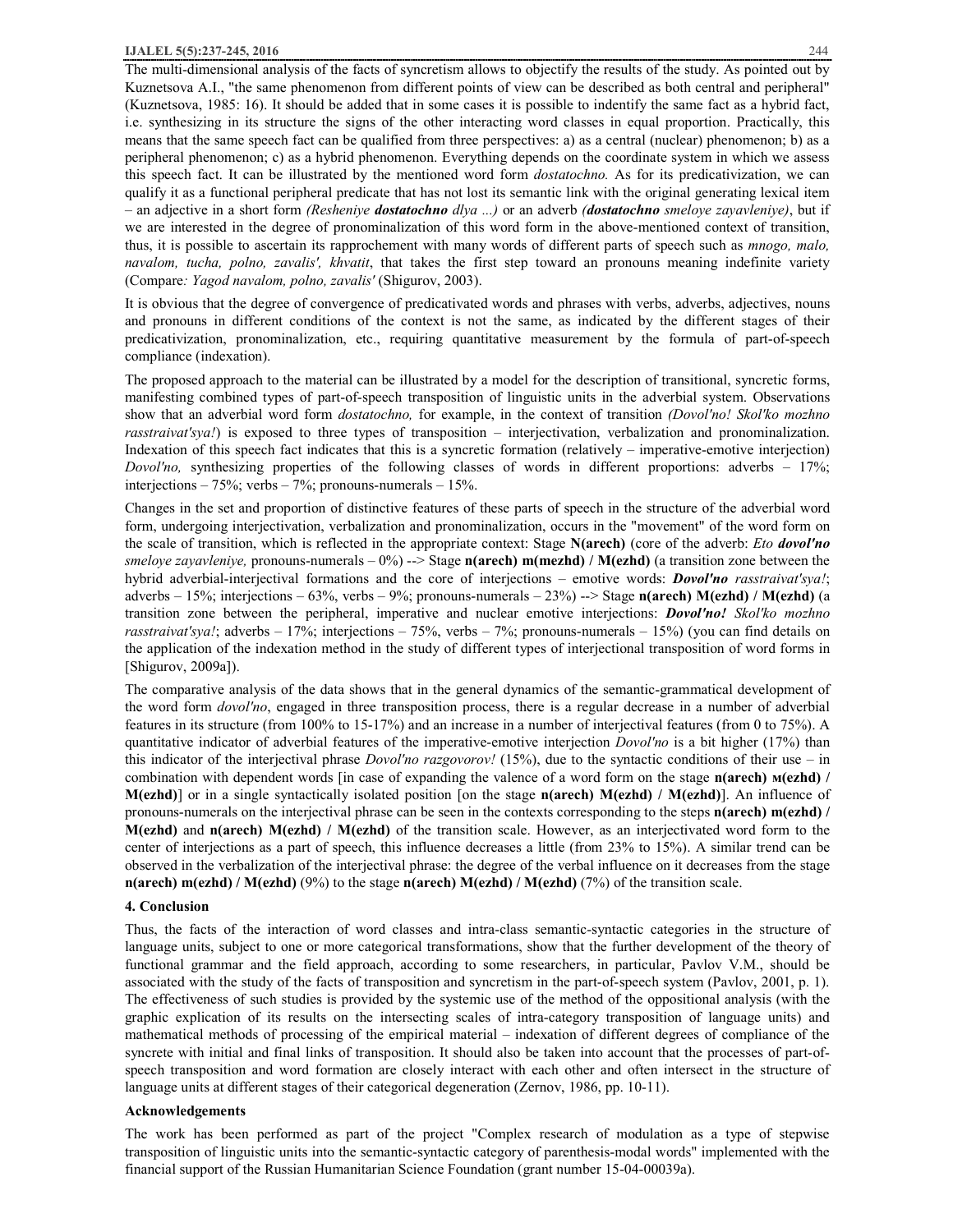The multi-dimensional analysis of the facts of syncretism allows to objectify the results of the study. As pointed out by Kuznetsova A.I., "the same phenomenon from different points of view can be described as both central and peripheral" (Kuznetsova, 1985: 16). It should be added that in some cases it is possible to indentify the same fact as a hybrid fact, i.e. synthesizing in its structure the signs of the other interacting word classes in equal proportion. Practically, this means that the same speech fact can be qualified from three perspectives: a) as a central (nuclear) phenomenon; b) as a peripheral phenomenon; c) as a hybrid phenomenon. Everything depends on the coordinate system in which we assess this speech fact. It can be illustrated by the mentioned word form *dostatochno.* As for its predicativization, we can qualify it as a functional peripheral predicate that has not lost its semantic link with the original generating lexical item – an adjective in a short form *(Resheniye **dostatochno** dlya ...)* or an adverb *(**dostatochno** smeloye zayavleniye)*, but if we are interested in the degree of pronominalization of this word form in the above-mentioned context of transition, thus, it is possible to ascertain its rapprochement with many words of different parts of speech such as *mnogo, malo, navalom, tucha, polno, zavalis', khvatit*, that takes the first step toward an pronouns meaning indefinite variety (Compare*: Yagod navalom, polno, zavalis'* (Shigurov, 2003).

It is obvious that the degree of convergence of predicativated words and phrases with verbs, adverbs, adjectives, nouns and pronouns in different conditions of the context is not the same, as indicated by the different stages of their predicativization, pronominalization, etc., requiring quantitative measurement by the formula of part-of-speech compliance (indexation).

The proposed approach to the material can be illustrated by a model for the description of transitional, syncretic forms, manifesting combined types of part-of-speech transposition of linguistic units in the adverbial system. Observations show that an adverbial word form *dostatochno,* for example, in the context of transition *(Dovol'no! Skol'ko mozhno rasstraivat'sya!*) is exposed to three types of transposition – interjectivation, verbalization and pronominalization. Indexation of this speech fact indicates that this is a syncretic formation (relatively – imperative-emotive interjection) *Dovol'no,* synthesizing properties of the following classes of words in different proportions: adverbs – 17%; interjections – 75%; verbs – 7%; pronouns-numerals – 15%.

Changes in the set and proportion of distinctive features of these parts of speech in the structure of the adverbial word form, undergoing interjectivation, verbalization and pronominalization, occurs in the "movement" of the word form on the scale of transition, which is reflected in the appropriate context: Stage **N(arech)** (core of the adverb: *Eto **dovol'no** smeloye zayavleniye,* pronouns-numerals – 0%) --> Stage **n(arech) m(mezhd) / M(ezhd)** (a transition zone between the hybrid adverbial-interjectival formations and the core of interjections – emotive words: ***Dovol'no** rasstraivat'sya!*; adverbs – 15%; interjections – 63%, verbs – 9%; pronouns-numerals – 23%) --> Stage **n(arech) M(ezhd) / M(ezhd)** (a transition zone between the peripheral, imperative and nuclear emotive interjections: ***Dovol'no!** Skol'ko mozhno rasstraivat'sya!*; adverbs – 17%; interjections – 75%, verbs – 7%; pronouns-numerals – 15%) (you can find details on the application of the indexation method in the study of different types of interjectional transposition of word forms in [Shigurov, 2009a]).

The comparative analysis of the data shows that in the general dynamics of the semantic-grammatical development of the word form *dovol'no*, engaged in three transposition process, there is a regular decrease in a number of adverbial features in its structure (from 100% to 15-17%) and an increase in a number of interjectival features (from 0 to 75%). A quantitative indicator of adverbial features of the imperative-emotive interjection *Dovol'no* is a bit higher (17%) than this indicator of the interjectival phrase *Dovol'no razgovorov!* (15%), due to the syntactic conditions of their use – in combination with dependent words [in case of expanding the valence of a word form on the stage **n(arech) м(ezhd) / M(ezhd)**] or in a single syntactically isolated position [on the stage **n(arech) M(ezhd) / M(ezhd)**]. An influence of pronouns-numerals on the interjectival phrase can be seen in the contexts corresponding to the steps **n(arech) m(ezhd) / M(ezhd)** and **n(arech) M(ezhd) / M(ezhd)** of the transition scale. However, as an interjectivated word form to the center of interjections as a part of speech, this influence decreases a little (from 23% to 15%). A similar trend can be observed in the verbalization of the interjectival phrase: the degree of the verbal influence on it decreases from the stage **n(arech) m(ezhd) / M(ezhd)** (9%) to the stage **n(arech) M(ezhd) / M(ezhd)** (7%) of the transition scale.

### 4. Conclusion

Thus, the facts of the interaction of word classes and intra-class semantic-syntactic categories in the structure of language units, subject to one or more categorical transformations, show that the further development of the theory of functional grammar and the field approach, according to some researchers, in particular, Pavlov V.M., should be associated with the study of the facts of transposition and syncretism in the part-of-speech system (Pavlov, 2001, p. 1). The effectiveness of such studies is provided by the systemic use of the method of the oppositional analysis (with the graphic explication of its results on the intersecting scales of intra-category transposition of language units) and mathematical methods of processing of the empirical material – indexation of different degrees of compliance of the syncrete with initial and final links of transposition. It should also be taken into account that the processes of part-of-speech transposition and word formation are closely interact with each other and often intersect in the structure of language units at different stages of their categorical degeneration (Zernov, 1986, pp. 10-11).

### Acknowledgements

The work has been performed as part of the project "Complex research of modulation as a type of stepwise transposition of linguistic units into the semantic-syntactic category of parenthesis-modal words" implemented with the financial support of the Russian Humanitarian Science Foundation (grant number 15-04-00039a).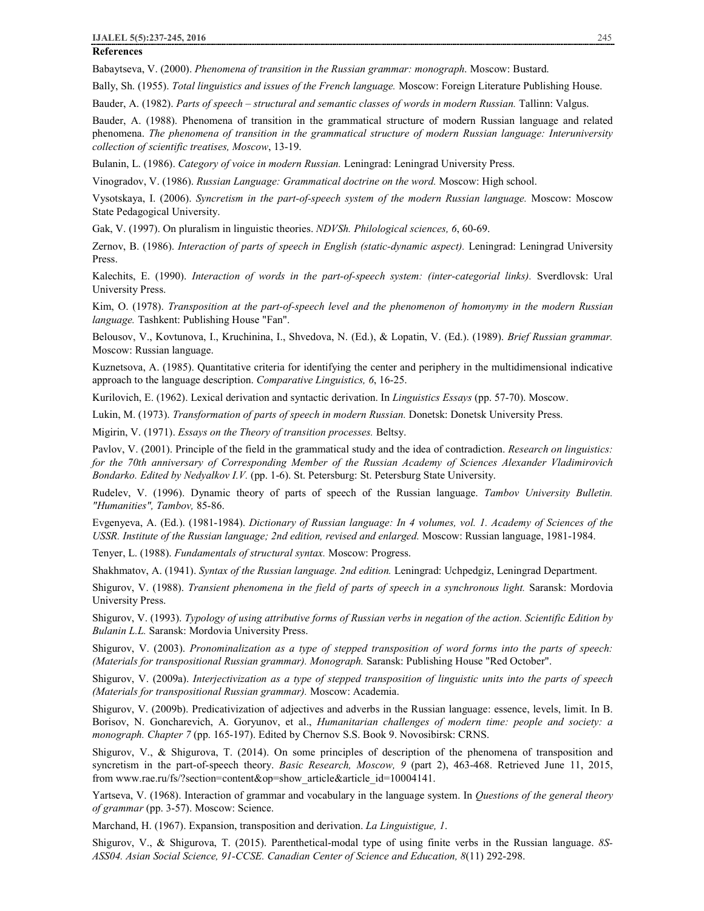## References

Babaytseva, V. (2000). *Phenomena of transition in the Russian grammar: monograph*. Moscow: Bustard.

Bally, Sh. (1955). *Total linguistics and issues of the French language.* Moscow: Foreign Literature Publishing House.

Bauder, A. (1982). *Parts of speech – structural and semantic classes of words in modern Russian.* Tallinn: Valgus.

Bauder, A. (1988). Phenomena of transition in the grammatical structure of modern Russian language and related phenomena. *The phenomena of transition in the grammatical structure of modern Russian language: Interuniversity collection of scientific treatises, Moscow*, 13-19.

Bulanin, L. (1986). *Category of voice in modern Russian.* Leningrad: Leningrad University Press.

Vinogradov, V. (1986). *Russian Language: Grammatical doctrine on the word.* Moscow: High school.

Vysotskaya, I. (2006). *Syncretism in the part-of-speech system of the modern Russian language.* Moscow: Moscow State Pedagogical University.

Gak, V. (1997). On pluralism in linguistic theories. *NDVSh. Philological sciences, 6*, 60-69.

Zernov, B. (1986). *Interaction of parts of speech in English (static-dynamic aspect).* Leningrad: Leningrad University Press.

Kalechits, E. (1990). *Interaction of words in the part-of-speech system: (inter-categorial links).* Sverdlovsk: Ural University Press.

Kim, O. (1978). *Transposition at the part-of-speech level and the phenomenon of homonymy in the modern Russian language.* Tashkent: Publishing House "Fan".

Belousov, V., Kovtunova, I., Kruchinina, I., Shvedova, N. (Ed.), & Lopatin, V. (Ed.). (1989). *Brief Russian grammar.* Moscow: Russian language.

Kuznetsova, A. (1985). Quantitative criteria for identifying the center and periphery in the multidimensional indicative approach to the language description. *Comparative Linguistics, 6*, 16-25.

Kurilovich, E. (1962). Lexical derivation and syntactic derivation. In *Linguistics Essays* (pp. 57-70). Moscow.

Lukin, M. (1973). *Transformation of parts of speech in modern Russian.* Donetsk: Donetsk University Press.

Migirin, V. (1971). *Essays on the Theory of transition processes.* Beltsy.

Pavlov, V. (2001). Principle of the field in the grammatical study and the idea of contradiction. *Research on linguistics: for the 70th anniversary of Corresponding Member of the Russian Academy of Sciences Alexander Vladimirovich Bondarko. Edited by Nedyalkov I.V.* (pp. 1-6). St. Petersburg: St. Petersburg State University.

Rudelev, V. (1996). Dynamic theory of parts of speech of the Russian language. *Tambov University Bulletin. "Humanities", Tambov,* 85-86.

Evgenyeva, A. (Ed.). (1981-1984). *Dictionary of Russian language: In 4 volumes, vol. 1. Academy of Sciences of the USSR. Institute of the Russian language; 2nd edition, revised and enlarged.* Moscow: Russian language, 1981-1984.

Tenyer, L. (1988). *Fundamentals of structural syntax.* Moscow: Progress.

Shakhmatov, A. (1941). *Syntax of the Russian language. 2nd edition.* Leningrad: Uchpedgiz, Leningrad Department.

Shigurov, V. (1988). *Transient phenomena in the field of parts of speech in a synchronous light.* Saransk: Mordovia University Press.

Shigurov, V. (1993). *Typology of using attributive forms of Russian verbs in negation of the action. Scientific Edition by Bulanin L.L.* Saransk: Mordovia University Press.

Shigurov, V. (2003). *Pronominalization as a type of stepped transposition of word forms into the parts of speech: (Materials for transpositional Russian grammar). Monograph.* Saransk: Publishing House "Red October".

Shigurov, V. (2009a). *Interjectivization as a type of stepped transposition of linguistic units into the parts of speech (Materials for transpositional Russian grammar).* Moscow: Academia.

Shigurov, V. (2009b). Predicativization of adjectives and adverbs in the Russian language: essence, levels, limit. In B. Borisov, N. Goncharevich, A. Goryunov, et al., *Humanitarian challenges of modern time: people and society: a monograph. Chapter 7* (pp. 165-197). Edited by Chernov S.S. Book 9. Novosibirsk: CRNS.

Shigurov, V., & Shigurova, T. (2014). On some principles of description of the phenomena of transposition and syncretism in the part-of-speech theory. *Basic Research, Moscow, 9* (part 2), 463-468. Retrieved June 11, 2015, from www.rae.ru/fs/?section=content&op=show_article&article_id=10004141.

Yartseva, V. (1968). Interaction of grammar and vocabulary in the language system. In *Questions of the general theory of grammar* (pp. 3-57). Moscow: Science.

Marchand, H. (1967). Expansion, transposition and derivation. *La Linguistigue, 1*.

Shigurov, V., & Shigurova, T. (2015). Parenthetical-modal type of using finite verbs in the Russian language. *8S-ASS04. Asian Social Science, 91-CCSE. Canadian Center of Science and Education, 8*(11) 292-298.